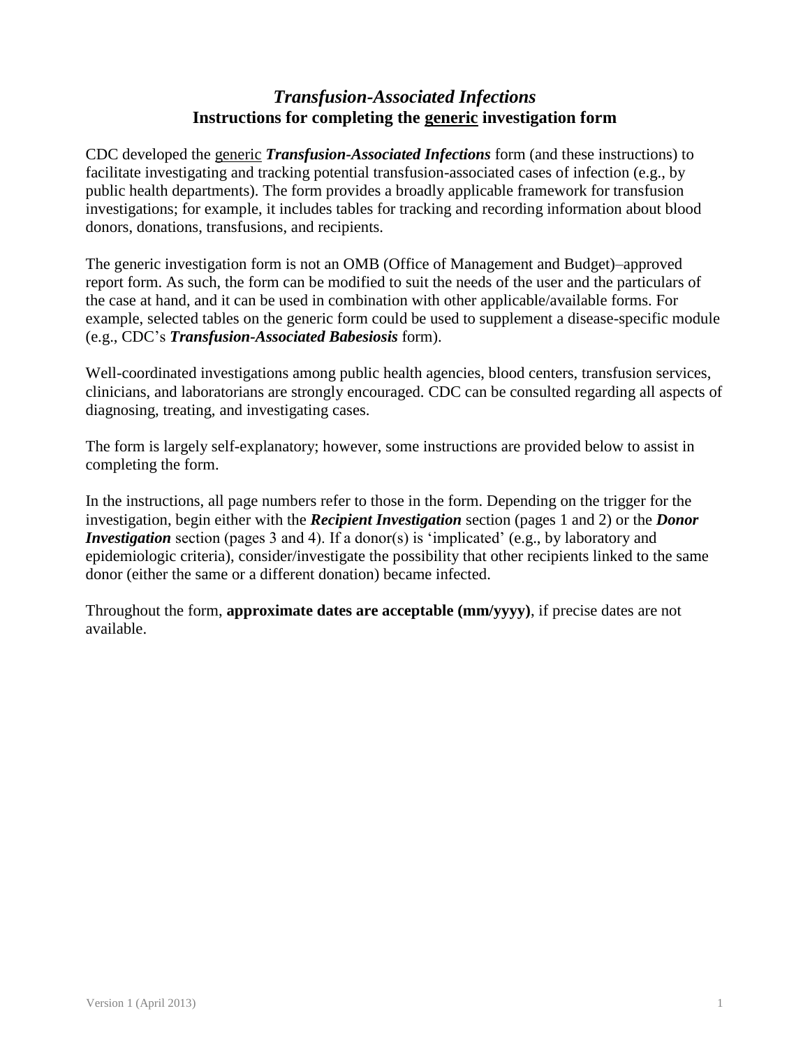# *Transfusion-Associated Infections*
## Instructions for completing the <u>generic</u> investigation form

CDC developed the <u>generic</u> ***Transfusion-Associated Infections*** form (and these instructions) to facilitate investigating and tracking potential transfusion-associated cases of infection (e.g., by public health departments). The form provides a broadly applicable framework for transfusion investigations; for example, it includes tables for tracking and recording information about blood donors, donations, transfusions, and recipients.

The generic investigation form is not an OMB (Office of Management and Budget)–approved report form. As such, the form can be modified to suit the needs of the user and the particulars of the case at hand, and it can be used in combination with other applicable/available forms. For example, selected tables on the generic form could be used to supplement a disease-specific module (e.g., CDC's ***Transfusion-Associated Babesiosis*** form).

Well-coordinated investigations among public health agencies, blood centers, transfusion services, clinicians, and laboratorians are strongly encouraged. CDC can be consulted regarding all aspects of diagnosing, treating, and investigating cases.

The form is largely self-explanatory; however, some instructions are provided below to assist in completing the form.

In the instructions, all page numbers refer to those in the form. Depending on the trigger for the investigation, begin either with the ***Recipient Investigation*** section (pages 1 and 2) or the ***Donor Investigation*** section (pages 3 and 4). If a donor(s) is 'implicated' (e.g., by laboratory and epidemiologic criteria), consider/investigate the possibility that other recipients linked to the same donor (either the same or a different donation) became infected.

Throughout the form, **approximate dates are acceptable (mm/yyyy)**, if precise dates are not available.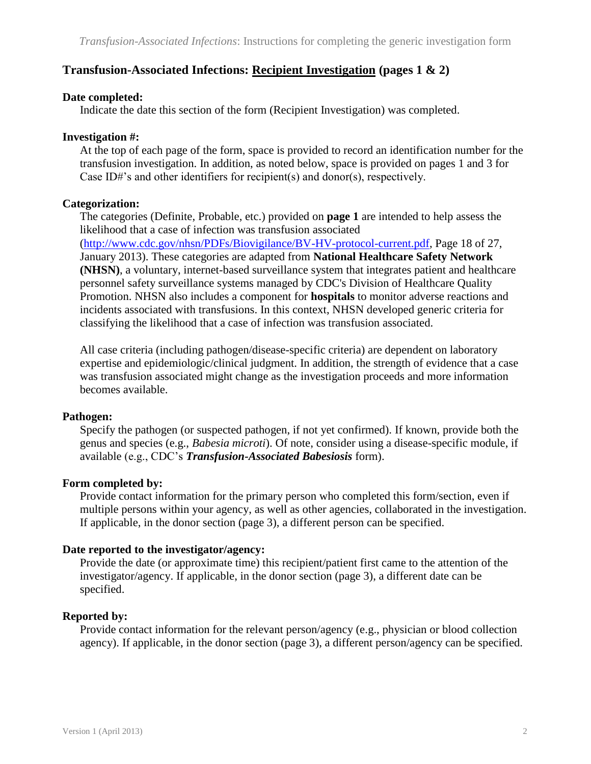## Transfusion-Associated Infections: Recipient Investigation (pages 1 & 2)

**Date completed:**

Indicate the date this section of the form (Recipient Investigation) was completed.

**Investigation #:**

At the top of each page of the form, space is provided to record an identification number for the transfusion investigation. In addition, as noted below, space is provided on pages 1 and 3 for Case ID#'s and other identifiers for recipient(s) and donor(s), respectively.

**Categorization:**

The categories (Definite, Probable, etc.) provided on **page 1** are intended to help assess the likelihood that a case of infection was transfusion associated (http://www.cdc.gov/nhsn/PDFs/Biovigilance/BV-HV-protocol-current.pdf, Page 18 of 27, January 2013). These categories are adapted from **National Healthcare Safety Network (NHSN)**, a voluntary, internet-based surveillance system that integrates patient and healthcare personnel safety surveillance systems managed by CDC's Division of Healthcare Quality Promotion. NHSN also includes a component for **hospitals** to monitor adverse reactions and incidents associated with transfusions. In this context, NHSN developed generic criteria for classifying the likelihood that a case of infection was transfusion associated.

All case criteria (including pathogen/disease-specific criteria) are dependent on laboratory expertise and epidemiologic/clinical judgment. In addition, the strength of evidence that a case was transfusion associated might change as the investigation proceeds and more information becomes available.

**Pathogen:**

Specify the pathogen (or suspected pathogen, if not yet confirmed). If known, provide both the genus and species (e.g., *Babesia microti*). Of note, consider using a disease-specific module, if available (e.g., CDC's ***Transfusion-Associated Babesiosis*** form).

**Form completed by:**

Provide contact information for the primary person who completed this form/section, even if multiple persons within your agency, as well as other agencies, collaborated in the investigation. If applicable, in the donor section (page 3), a different person can be specified.

**Date reported to the investigator/agency:**

Provide the date (or approximate time) this recipient/patient first came to the attention of the investigator/agency. If applicable, in the donor section (page 3), a different date can be specified.

**Reported by:**

Provide contact information for the relevant person/agency (e.g., physician or blood collection agency). If applicable, in the donor section (page 3), a different person/agency can be specified.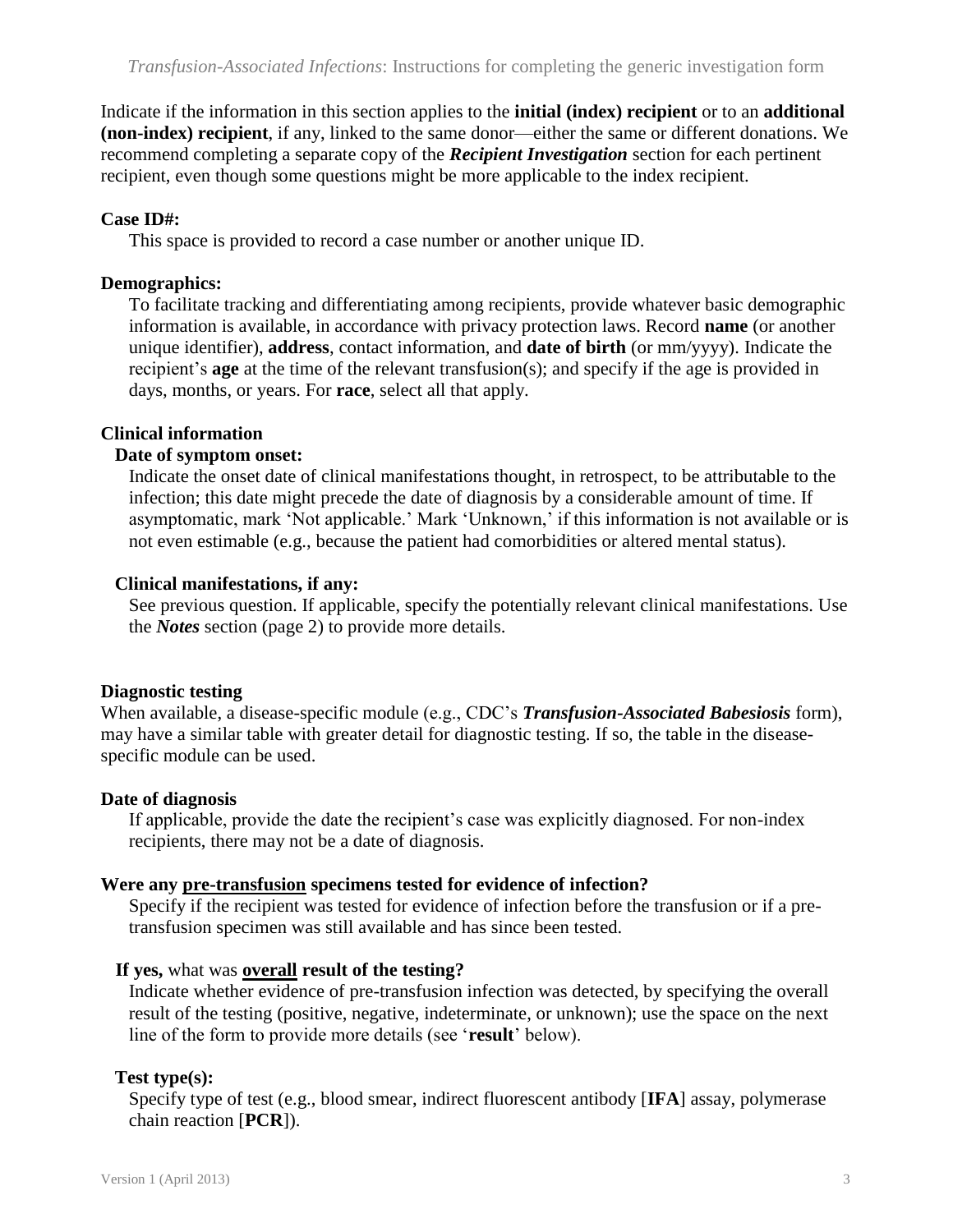Indicate if the information in this section applies to the **initial (index) recipient** or to an **additional (non-index) recipient**, if any, linked to the same donor—either the same or different donations. We recommend completing a separate copy of the ***Recipient Investigation*** section for each pertinent recipient, even though some questions might be more applicable to the index recipient.

**Case ID#:**

This space is provided to record a case number or another unique ID.

**Demographics:**

To facilitate tracking and differentiating among recipients, provide whatever basic demographic information is available, in accordance with privacy protection laws. Record **name** (or another unique identifier), **address**, contact information, and **date of birth** (or mm/yyyy). Indicate the recipient's **age** at the time of the relevant transfusion(s); and specify if the age is provided in days, months, or years. For **race**, select all that apply.

**Clinical information**

**Date of symptom onset:**

Indicate the onset date of clinical manifestations thought, in retrospect, to be attributable to the infection; this date might precede the date of diagnosis by a considerable amount of time. If asymptomatic, mark 'Not applicable.' Mark 'Unknown,' if this information is not available or is not even estimable (e.g., because the patient had comorbidities or altered mental status).

**Clinical manifestations, if any:**

See previous question. If applicable, specify the potentially relevant clinical manifestations. Use the ***Notes*** section (page 2) to provide more details.

**Diagnostic testing**

When available, a disease-specific module (e.g., CDC's ***Transfusion-Associated Babesiosis*** form), may have a similar table with greater detail for diagnostic testing. If so, the table in the disease-specific module can be used.

**Date of diagnosis**

If applicable, provide the date the recipient's case was explicitly diagnosed. For non-index recipients, there may not be a date of diagnosis.

**Were any <u>pre-transfusion</u> specimens tested for evidence of infection?**

Specify if the recipient was tested for evidence of infection before the transfusion or if a pre-transfusion specimen was still available and has since been tested.

**If yes,** what was **<u>overall</u> result of the testing?**

Indicate whether evidence of pre-transfusion infection was detected, by specifying the overall result of the testing (positive, negative, indeterminate, or unknown); use the space on the next line of the form to provide more details (see '**result**' below).

**Test type(s):**

Specify type of test (e.g., blood smear, indirect fluorescent antibody [**IFA**] assay, polymerase chain reaction [**PCR**]).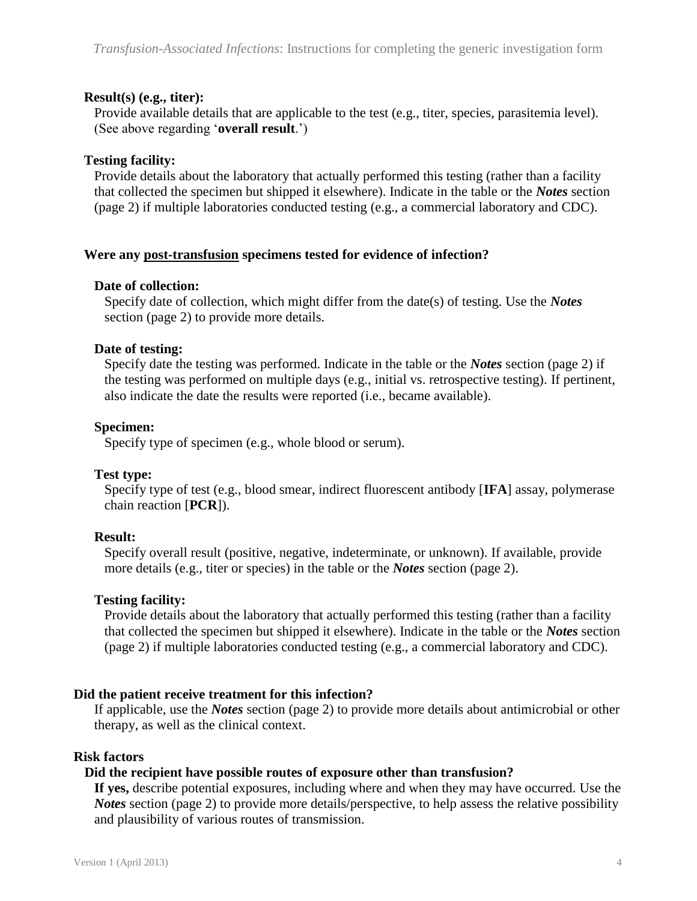**Result(s) (e.g., titer):**

Provide available details that are applicable to the test (e.g., titer, species, parasitemia level). (See above regarding '**overall result**.')

**Testing facility:**

Provide details about the laboratory that actually performed this testing (rather than a facility that collected the specimen but shipped it elsewhere). Indicate in the table or the ***Notes*** section (page 2) if multiple laboratories conducted testing (e.g., a commercial laboratory and CDC).

**Were any <u>post-transfusion</u> specimens tested for evidence of infection?**

**Date of collection:**

Specify date of collection, which might differ from the date(s) of testing. Use the ***Notes*** section (page 2) to provide more details.

**Date of testing:**

Specify date the testing was performed. Indicate in the table or the ***Notes*** section (page 2) if the testing was performed on multiple days (e.g., initial vs. retrospective testing). If pertinent, also indicate the date the results were reported (i.e., became available).

**Specimen:**

Specify type of specimen (e.g., whole blood or serum).

**Test type:**

Specify type of test (e.g., blood smear, indirect fluorescent antibody [**IFA**] assay, polymerase chain reaction [**PCR**]).

**Result:**

Specify overall result (positive, negative, indeterminate, or unknown). If available, provide more details (e.g., titer or species) in the table or the ***Notes*** section (page 2).

**Testing facility:**

Provide details about the laboratory that actually performed this testing (rather than a facility that collected the specimen but shipped it elsewhere). Indicate in the table or the ***Notes*** section (page 2) if multiple laboratories conducted testing (e.g., a commercial laboratory and CDC).

**Did the patient receive treatment for this infection?**

If applicable, use the ***Notes*** section (page 2) to provide more details about antimicrobial or other therapy, as well as the clinical context.

**Risk factors**

**Did the recipient have possible routes of exposure other than transfusion?**

**If yes,** describe potential exposures, including where and when they may have occurred. Use the ***Notes*** section (page 2) to provide more details/perspective, to help assess the relative possibility and plausibility of various routes of transmission.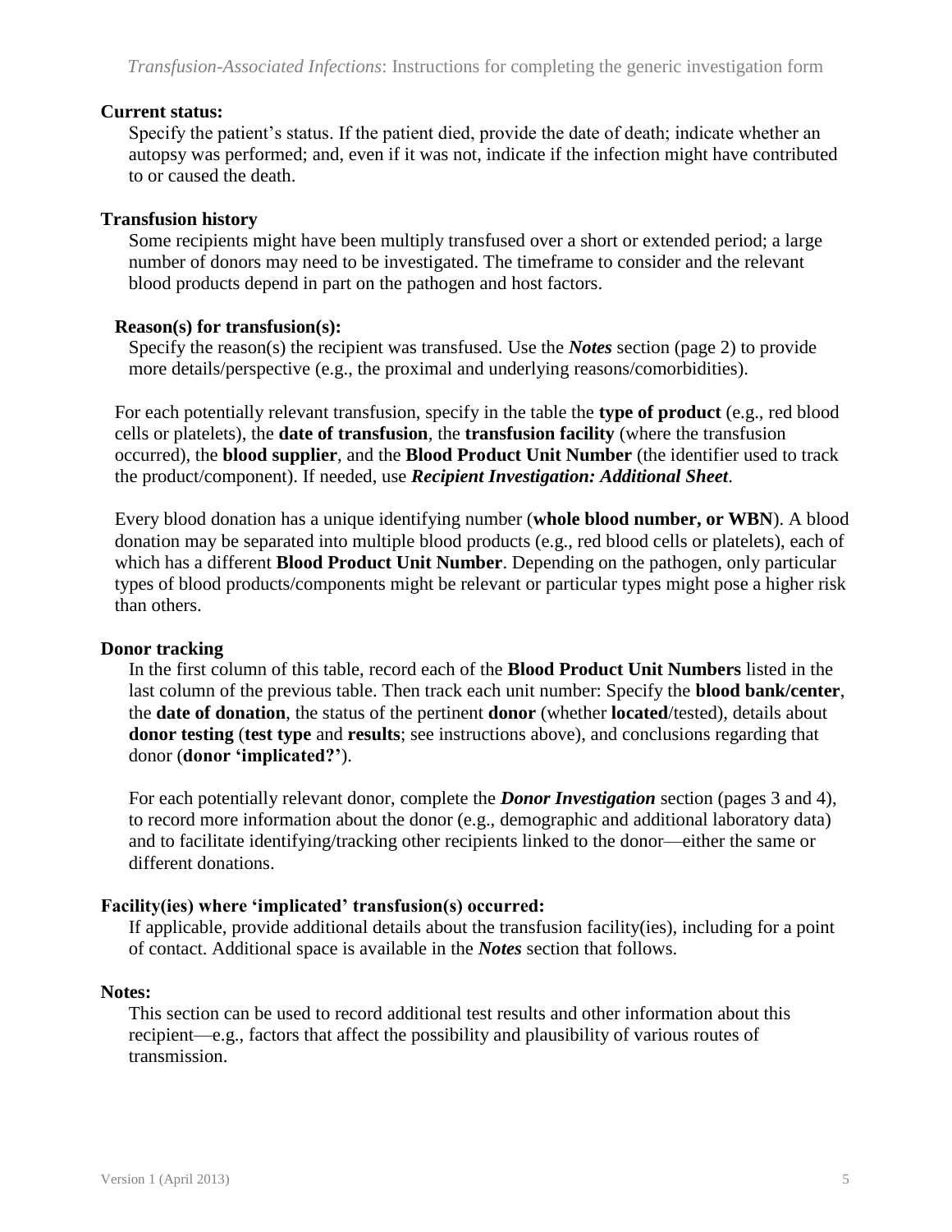**Current status:**

Specify the patient's status. If the patient died, provide the date of death; indicate whether an autopsy was performed; and, even if it was not, indicate if the infection might have contributed to or caused the death.

**Transfusion history**

Some recipients might have been multiply transfused over a short or extended period; a large number of donors may need to be investigated. The timeframe to consider and the relevant blood products depend in part on the pathogen and host factors.

**Reason(s) for transfusion(s):**

Specify the reason(s) the recipient was transfused. Use the ***Notes*** section (page 2) to provide more details/perspective (e.g., the proximal and underlying reasons/comorbidities).

For each potentially relevant transfusion, specify in the table the **type of product** (e.g., red blood cells or platelets), the **date of transfusion**, the **transfusion facility** (where the transfusion occurred), the **blood supplier**, and the **Blood Product Unit Number** (the identifier used to track the product/component). If needed, use ***Recipient Investigation: Additional Sheet***.

Every blood donation has a unique identifying number (**whole blood number, or WBN**). A blood donation may be separated into multiple blood products (e.g., red blood cells or platelets), each of which has a different **Blood Product Unit Number**. Depending on the pathogen, only particular types of blood products/components might be relevant or particular types might pose a higher risk than others.

**Donor tracking**

In the first column of this table, record each of the **Blood Product Unit Numbers** listed in the last column of the previous table. Then track each unit number: Specify the **blood bank/center**, the **date of donation**, the status of the pertinent **donor** (whether **located**/tested), details about **donor testing** (**test type** and **results**; see instructions above), and conclusions regarding that donor (**donor 'implicated?'**).

For each potentially relevant donor, complete the ***Donor Investigation*** section (pages 3 and 4), to record more information about the donor (e.g., demographic and additional laboratory data) and to facilitate identifying/tracking other recipients linked to the donor—either the same or different donations.

**Facility(ies) where 'implicated' transfusion(s) occurred:**

If applicable, provide additional details about the transfusion facility(ies), including for a point of contact. Additional space is available in the ***Notes*** section that follows.

**Notes:**

This section can be used to record additional test results and other information about this recipient—e.g., factors that affect the possibility and plausibility of various routes of transmission.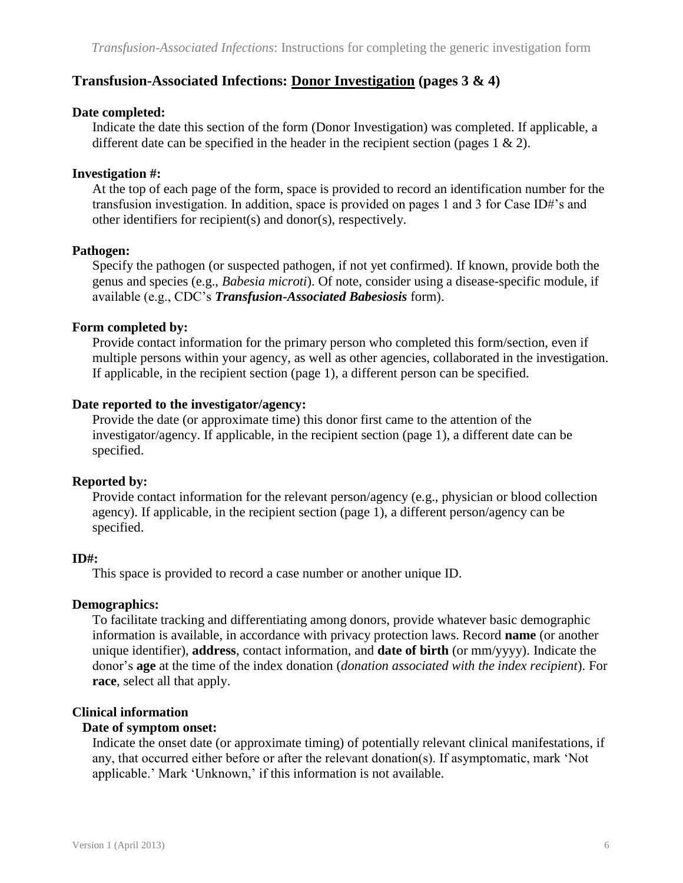## Transfusion-Associated Infections: <u>Donor Investigation</u> (pages 3 & 4)

**Date completed:**

Indicate the date this section of the form (Donor Investigation) was completed. If applicable, a different date can be specified in the header in the recipient section (pages 1 & 2).

**Investigation #:**

At the top of each page of the form, space is provided to record an identification number for the transfusion investigation. In addition, space is provided on pages 1 and 3 for Case ID#'s and other identifiers for recipient(s) and donor(s), respectively.

**Pathogen:**

Specify the pathogen (or suspected pathogen, if not yet confirmed). If known, provide both the genus and species (e.g., *Babesia microti*). Of note, consider using a disease-specific module, if available (e.g., CDC's ***Transfusion-Associated Babesiosis*** form).

**Form completed by:**

Provide contact information for the primary person who completed this form/section, even if multiple persons within your agency, as well as other agencies, collaborated in the investigation. If applicable, in the recipient section (page 1), a different person can be specified.

**Date reported to the investigator/agency:**

Provide the date (or approximate time) this donor first came to the attention of the investigator/agency. If applicable, in the recipient section (page 1), a different date can be specified.

**Reported by:**

Provide contact information for the relevant person/agency (e.g., physician or blood collection agency). If applicable, in the recipient section (page 1), a different person/agency can be specified.

**ID#:**

This space is provided to record a case number or another unique ID.

**Demographics:**

To facilitate tracking and differentiating among donors, provide whatever basic demographic information is available, in accordance with privacy protection laws. Record **name** (or another unique identifier), **address**, contact information, and **date of birth** (or mm/yyyy). Indicate the donor's **age** at the time of the index donation (*donation associated with the index recipient*). For **race**, select all that apply.

**Clinical information**

**Date of symptom onset:**

Indicate the onset date (or approximate timing) of potentially relevant clinical manifestations, if any, that occurred either before or after the relevant donation(s). If asymptomatic, mark 'Not applicable.' Mark 'Unknown,' if this information is not available.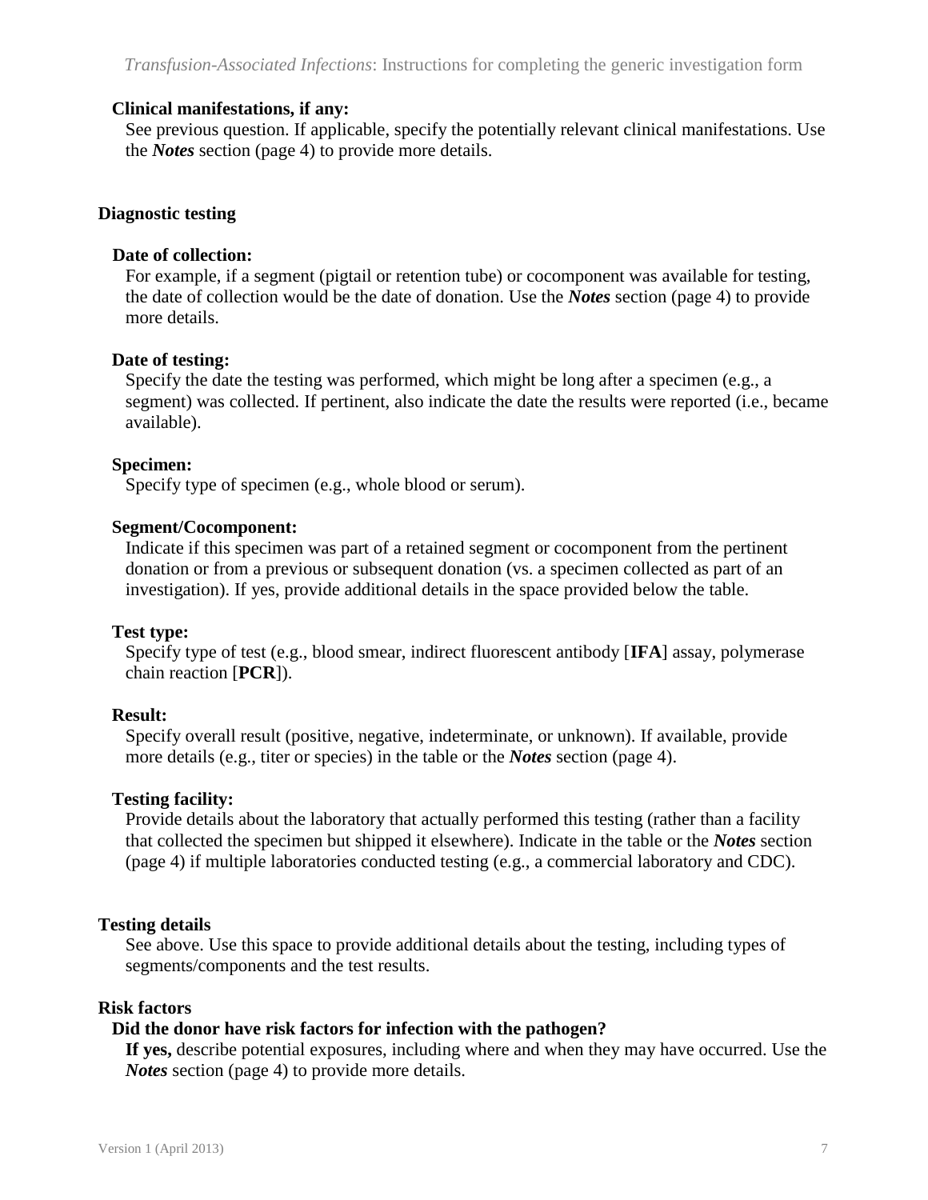**Clinical manifestations, if any:**

See previous question. If applicable, specify the potentially relevant clinical manifestations. Use the ***Notes*** section (page 4) to provide more details.

## Diagnostic testing

**Date of collection:**

For example, if a segment (pigtail or retention tube) or cocomponent was available for testing, the date of collection would be the date of donation. Use the ***Notes*** section (page 4) to provide more details.

**Date of testing:**

Specify the date the testing was performed, which might be long after a specimen (e.g., a segment) was collected. If pertinent, also indicate the date the results were reported (i.e., became available).

**Specimen:**

Specify type of specimen (e.g., whole blood or serum).

**Segment/Cocomponent:**

Indicate if this specimen was part of a retained segment or cocomponent from the pertinent donation or from a previous or subsequent donation (vs. a specimen collected as part of an investigation). If yes, provide additional details in the space provided below the table.

**Test type:**

Specify type of test (e.g., blood smear, indirect fluorescent antibody [**IFA**] assay, polymerase chain reaction [**PCR**]).

**Result:**

Specify overall result (positive, negative, indeterminate, or unknown). If available, provide more details (e.g., titer or species) in the table or the ***Notes*** section (page 4).

**Testing facility:**

Provide details about the laboratory that actually performed this testing (rather than a facility that collected the specimen but shipped it elsewhere). Indicate in the table or the ***Notes*** section (page 4) if multiple laboratories conducted testing (e.g., a commercial laboratory and CDC).

## Testing details

See above. Use this space to provide additional details about the testing, including types of segments/components and the test results.

## Risk factors

**Did the donor have risk factors for infection with the pathogen?**

**If yes,** describe potential exposures, including where and when they may have occurred. Use the ***Notes*** section (page 4) to provide more details.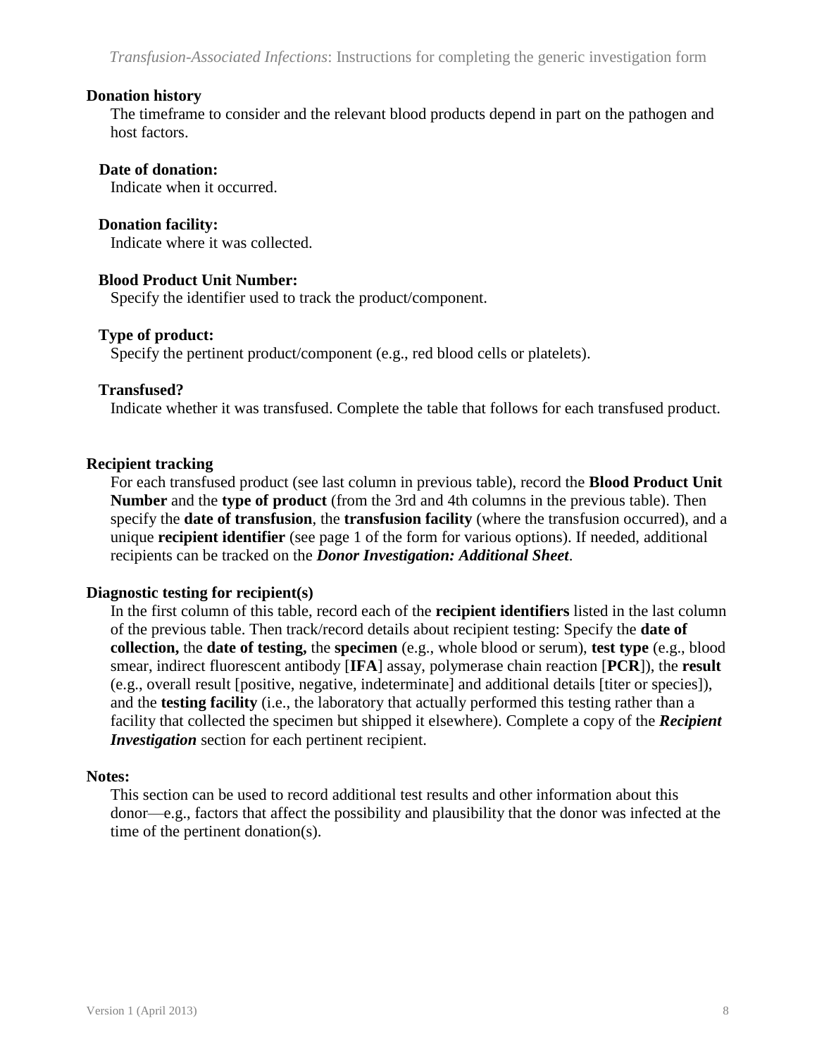## Donation history

The timeframe to consider and the relevant blood products depend in part on the pathogen and host factors.

### Date of donation:

Indicate when it occurred.

### Donation facility:

Indicate where it was collected.

### Blood Product Unit Number:

Specify the identifier used to track the product/component.

### Type of product:

Specify the pertinent product/component (e.g., red blood cells or platelets).

### Transfused?

Indicate whether it was transfused. Complete the table that follows for each transfused product.

## Recipient tracking

For each transfused product (see last column in previous table), record the **Blood Product Unit Number** and the **type of product** (from the 3rd and 4th columns in the previous table). Then specify the **date of transfusion**, the **transfusion facility** (where the transfusion occurred), and a unique **recipient identifier** (see page 1 of the form for various options). If needed, additional recipients can be tracked on the ***Donor Investigation: Additional Sheet***.

## Diagnostic testing for recipient(s)

In the first column of this table, record each of the **recipient identifiers** listed in the last column of the previous table. Then track/record details about recipient testing: Specify the **date of collection,** the **date of testing,** the **specimen** (e.g., whole blood or serum), **test type** (e.g., blood smear, indirect fluorescent antibody [**IFA**] assay, polymerase chain reaction [**PCR**]), the **result** (e.g., overall result [positive, negative, indeterminate] and additional details [titer or species]), and the **testing facility** (i.e., the laboratory that actually performed this testing rather than a facility that collected the specimen but shipped it elsewhere). Complete a copy of the ***Recipient Investigation*** section for each pertinent recipient.

## Notes:

This section can be used to record additional test results and other information about this donor—e.g., factors that affect the possibility and plausibility that the donor was infected at the time of the pertinent donation(s).